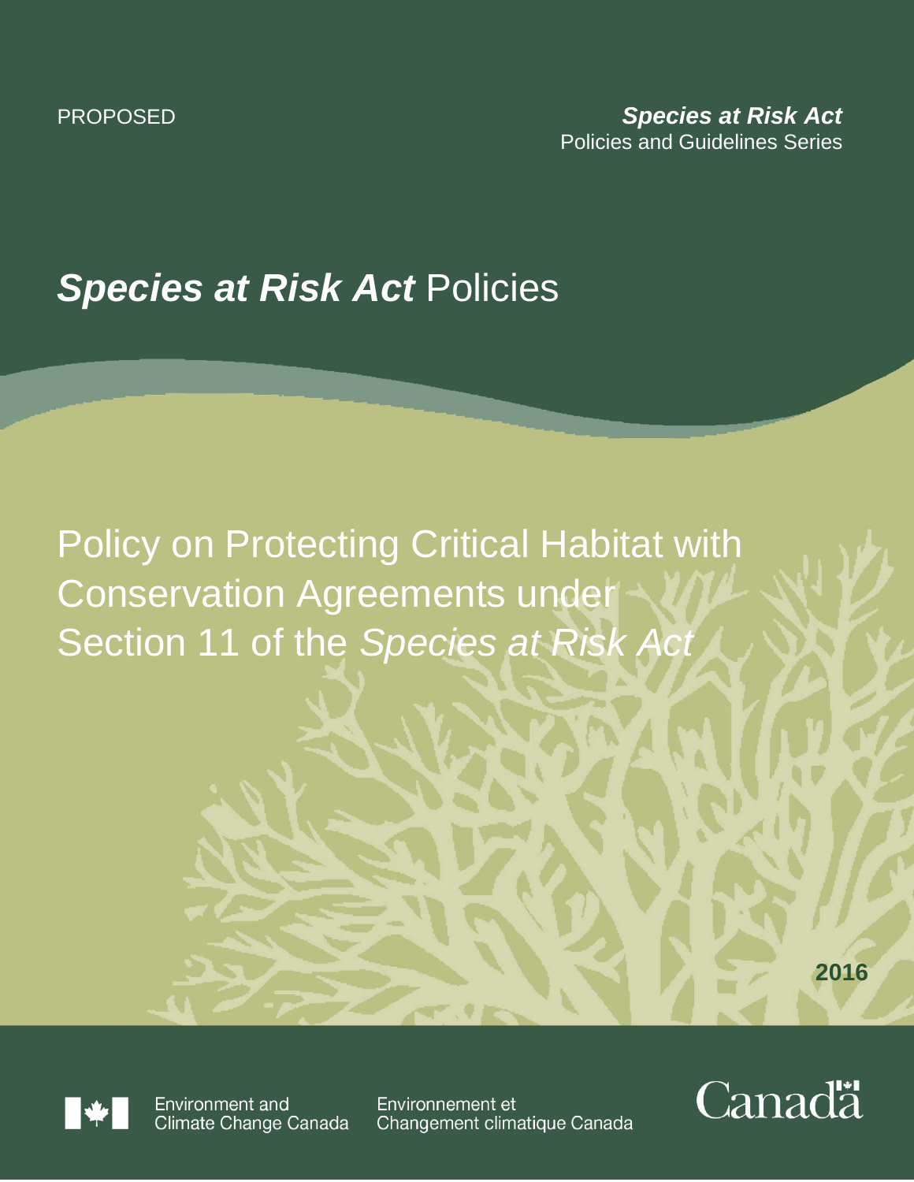PROPOSED

***Species at Risk Act***
Policies and Guidelines Series

# ***Species at Risk Act*** Policies

# Policy on Protecting Critical Habitat with Conservation Agreements under Section 11 of the *Species at Risk Act*

**2016**

Environment and Climate Change Canada

Environnement et Changement climatique Canada

Canada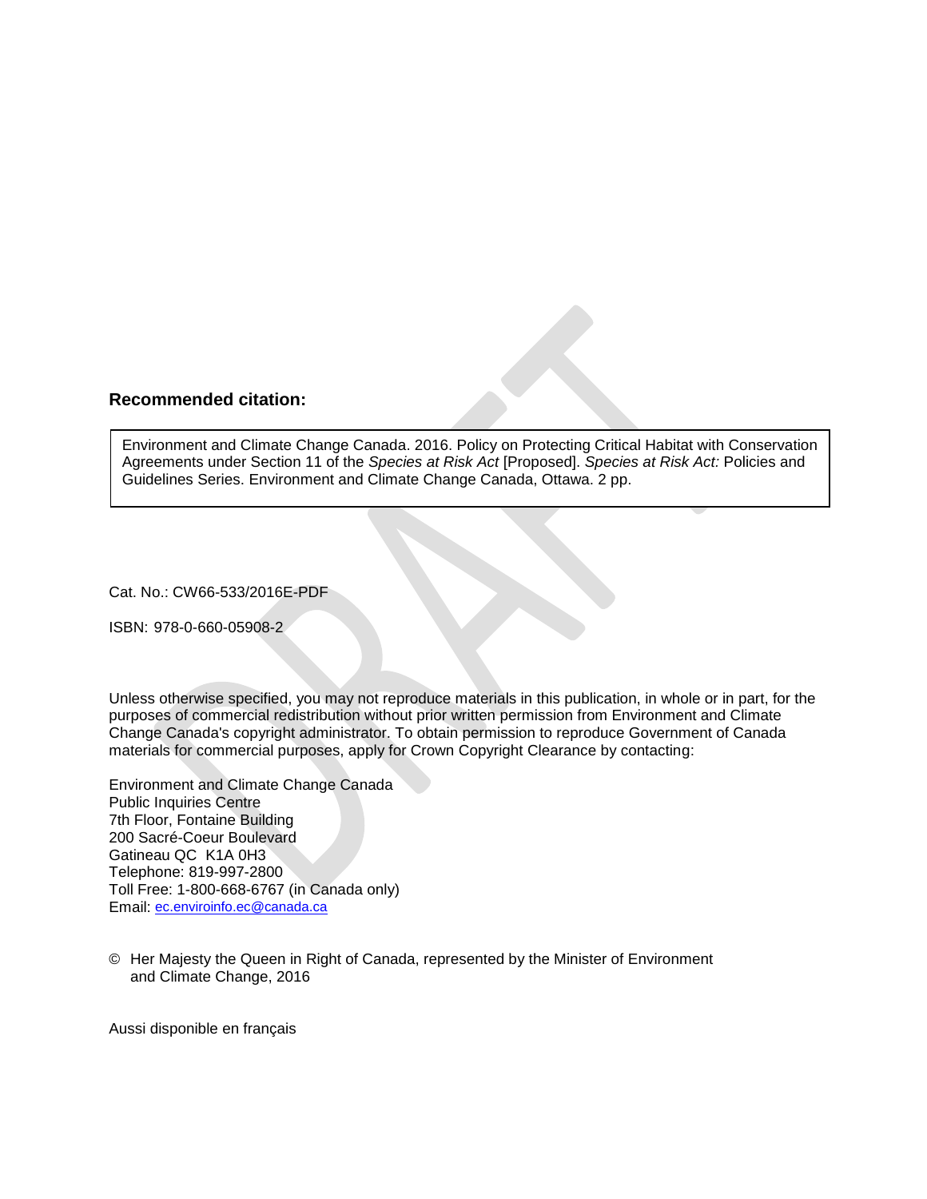**Recommended citation:**

Environment and Climate Change Canada. 2016. Policy on Protecting Critical Habitat with Conservation Agreements under Section 11 of the *Species at Risk Act* [Proposed]. *Species at Risk Act:* Policies and Guidelines Series. Environment and Climate Change Canada, Ottawa. 2 pp.

Cat. No.: CW66-533/2016E-PDF

ISBN: 978-0-660-05908-2

Unless otherwise specified, you may not reproduce materials in this publication, in whole or in part, for the purposes of commercial redistribution without prior written permission from Environment and Climate Change Canada's copyright administrator. To obtain permission to reproduce Government of Canada materials for commercial purposes, apply for Crown Copyright Clearance by contacting:

Environment and Climate Change Canada
Public Inquiries Centre
7th Floor, Fontaine Building
200 Sacré-Coeur Boulevard
Gatineau QC K1A 0H3
Telephone: 819-997-2800
Toll Free: 1-800-668-6767 (in Canada only)
Email: ec.enviroinfo.ec@canada.ca

© Her Majesty the Queen in Right of Canada, represented by the Minister of Environment and Climate Change, 2016

Aussi disponible en français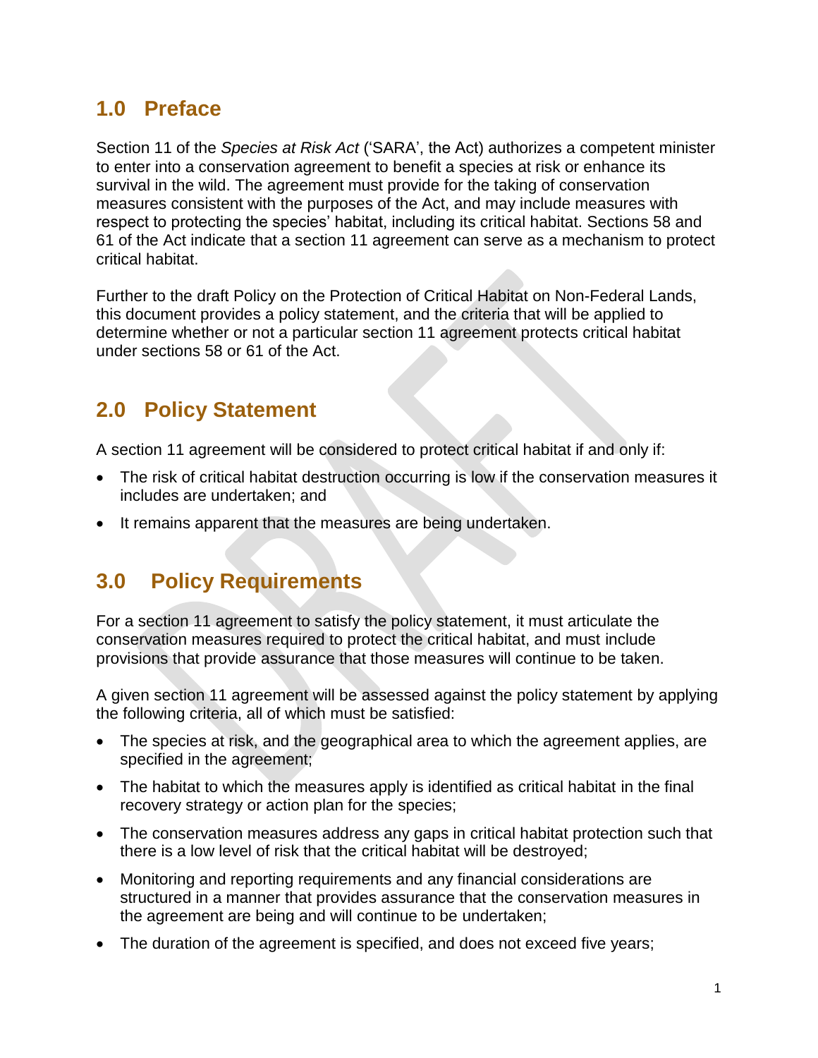## 1.0 Preface

Section 11 of the *Species at Risk Act* ('SARA', the Act) authorizes a competent minister to enter into a conservation agreement to benefit a species at risk or enhance its survival in the wild. The agreement must provide for the taking of conservation measures consistent with the purposes of the Act, and may include measures with respect to protecting the species' habitat, including its critical habitat. Sections 58 and 61 of the Act indicate that a section 11 agreement can serve as a mechanism to protect critical habitat.

Further to the draft Policy on the Protection of Critical Habitat on Non-Federal Lands, this document provides a policy statement, and the criteria that will be applied to determine whether or not a particular section 11 agreement protects critical habitat under sections 58 or 61 of the Act.

## 2.0 Policy Statement

A section 11 agreement will be considered to protect critical habitat if and only if:

- The risk of critical habitat destruction occurring is low if the conservation measures it includes are undertaken; and
- It remains apparent that the measures are being undertaken.

## 3.0 Policy Requirements

For a section 11 agreement to satisfy the policy statement, it must articulate the conservation measures required to protect the critical habitat, and must include provisions that provide assurance that those measures will continue to be taken.

A given section 11 agreement will be assessed against the policy statement by applying the following criteria, all of which must be satisfied:

- The species at risk, and the geographical area to which the agreement applies, are specified in the agreement;
- The habitat to which the measures apply is identified as critical habitat in the final recovery strategy or action plan for the species;
- The conservation measures address any gaps in critical habitat protection such that there is a low level of risk that the critical habitat will be destroyed;
- Monitoring and reporting requirements and any financial considerations are structured in a manner that provides assurance that the conservation measures in the agreement are being and will continue to be undertaken;
- The duration of the agreement is specified, and does not exceed five years;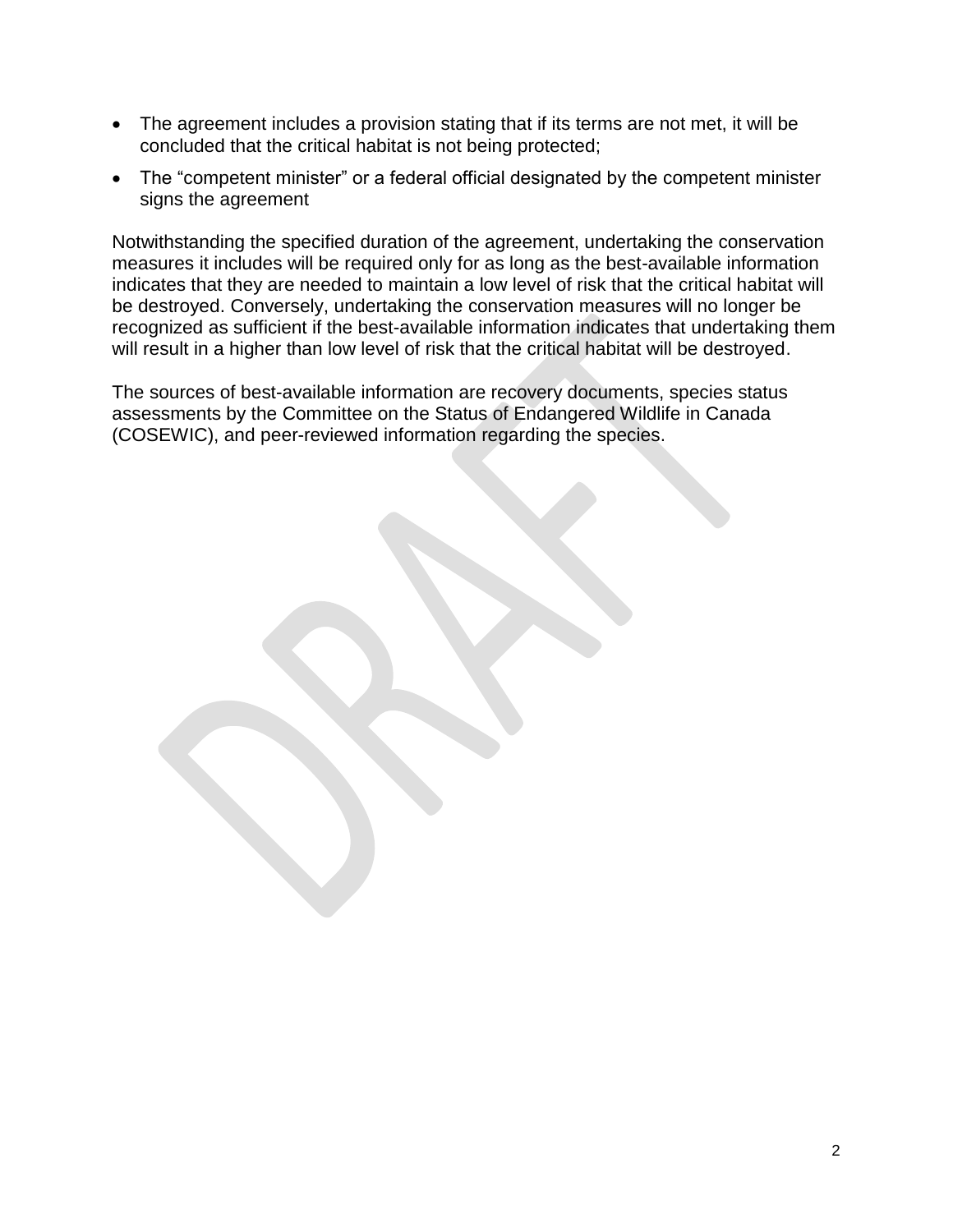- The agreement includes a provision stating that if its terms are not met, it will be concluded that the critical habitat is not being protected;
- The "competent minister" or a federal official designated by the competent minister signs the agreement

Notwithstanding the specified duration of the agreement, undertaking the conservation measures it includes will be required only for as long as the best-available information indicates that they are needed to maintain a low level of risk that the critical habitat will be destroyed. Conversely, undertaking the conservation measures will no longer be recognized as sufficient if the best-available information indicates that undertaking them will result in a higher than low level of risk that the critical habitat will be destroyed.

The sources of best-available information are recovery documents, species status assessments by the Committee on the Status of Endangered Wildlife in Canada (COSEWIC), and peer-reviewed information regarding the species.